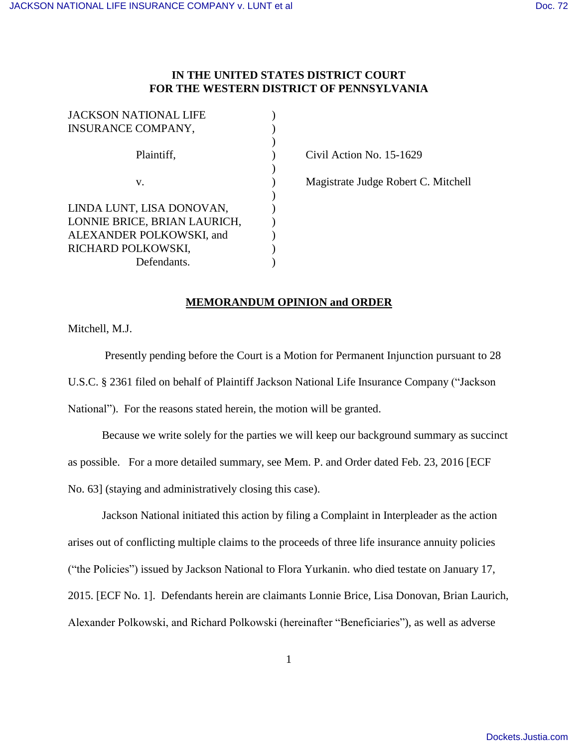**IN THE UNITED STATES DISTRICT COURT**
**FOR THE WESTERN DISTRICT OF PENNSYLVANIA**

| | | |
|---|---|---|
| JACKSON NATIONAL LIFE INSURANCE COMPANY, | ) | |
| Plaintiff, | ) | Civil Action No. 15-1629 |
| v. | ) | Magistrate Judge Robert C. Mitchell |
| LINDA LUNT, LISA DONOVAN, LONNIE BRICE, BRIAN LAURICH, ALEXANDER POLKOWSKI, and RICHARD POLKOWSKI, | ) | |
| Defendants. | ) | |

**MEMORANDUM OPINION and ORDER**

Mitchell, M.J.

Presently pending before the Court is a Motion for Permanent Injunction pursuant to 28 U.S.C. § 2361 filed on behalf of Plaintiff Jackson National Life Insurance Company ("Jackson National"). For the reasons stated herein, the motion will be granted.

Because we write solely for the parties we will keep our background summary as succinct as possible. For a more detailed summary, see Mem. P. and Order dated Feb. 23, 2016 [ECF No. 63] (staying and administratively closing this case).

Jackson National initiated this action by filing a Complaint in Interpleader as the action arises out of conflicting multiple claims to the proceeds of three life insurance annuity policies ("the Policies") issued by Jackson National to Flora Yurkanin. who died testate on January 17, 2015. [ECF No. 1]. Defendants herein are claimants Lonnie Brice, Lisa Donovan, Brian Laurich, Alexander Polkowski, and Richard Polkowski (hereinafter "Beneficiaries"), as well as adverse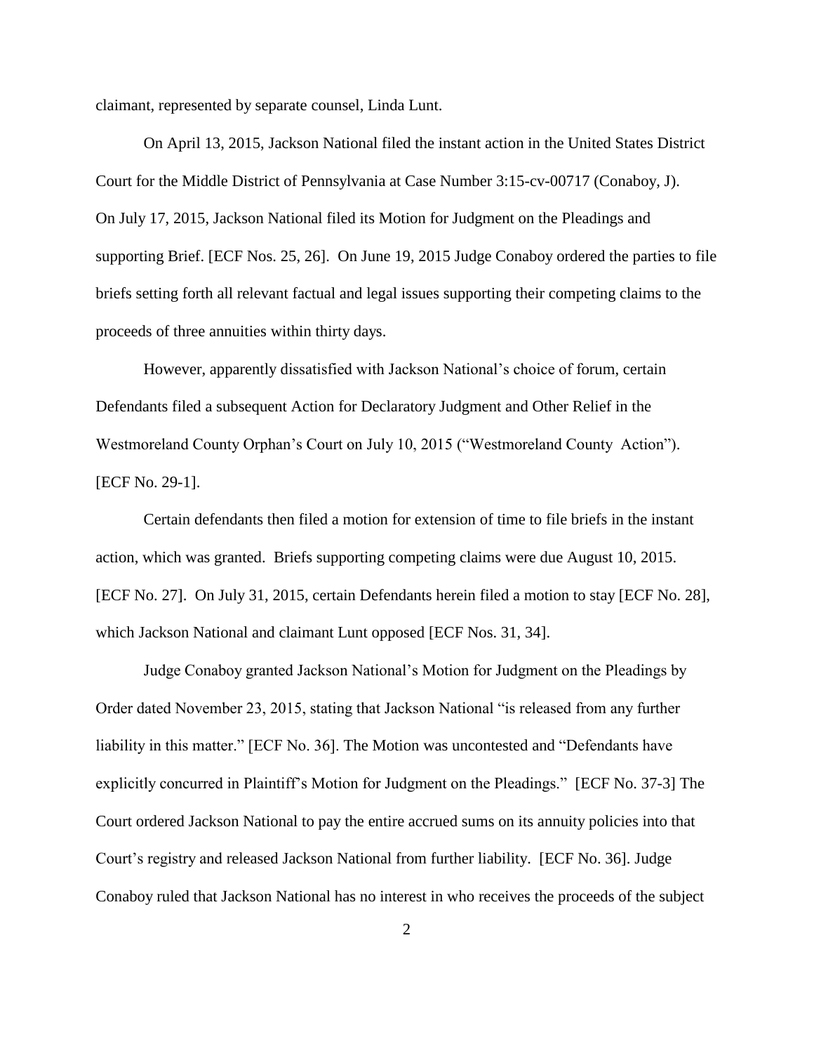claimant, represented by separate counsel, Linda Lunt.

On April 13, 2015, Jackson National filed the instant action in the United States District Court for the Middle District of Pennsylvania at Case Number 3:15-cv-00717 (Conaboy, J). On July 17, 2015, Jackson National filed its Motion for Judgment on the Pleadings and supporting Brief. [ECF Nos. 25, 26]. On June 19, 2015 Judge Conaboy ordered the parties to file briefs setting forth all relevant factual and legal issues supporting their competing claims to the proceeds of three annuities within thirty days.

However, apparently dissatisfied with Jackson National's choice of forum, certain Defendants filed a subsequent Action for Declaratory Judgment and Other Relief in the Westmoreland County Orphan's Court on July 10, 2015 ("Westmoreland County Action"). [ECF No. 29-1].

Certain defendants then filed a motion for extension of time to file briefs in the instant action, which was granted. Briefs supporting competing claims were due August 10, 2015. [ECF No. 27]. On July 31, 2015, certain Defendants herein filed a motion to stay [ECF No. 28], which Jackson National and claimant Lunt opposed [ECF Nos. 31, 34].

Judge Conaboy granted Jackson National's Motion for Judgment on the Pleadings by Order dated November 23, 2015, stating that Jackson National "is released from any further liability in this matter." [ECF No. 36]. The Motion was uncontested and "Defendants have explicitly concurred in Plaintiff's Motion for Judgment on the Pleadings." [ECF No. 37-3] The Court ordered Jackson National to pay the entire accrued sums on its annuity policies into that Court's registry and released Jackson National from further liability. [ECF No. 36]. Judge Conaboy ruled that Jackson National has no interest in who receives the proceeds of the subject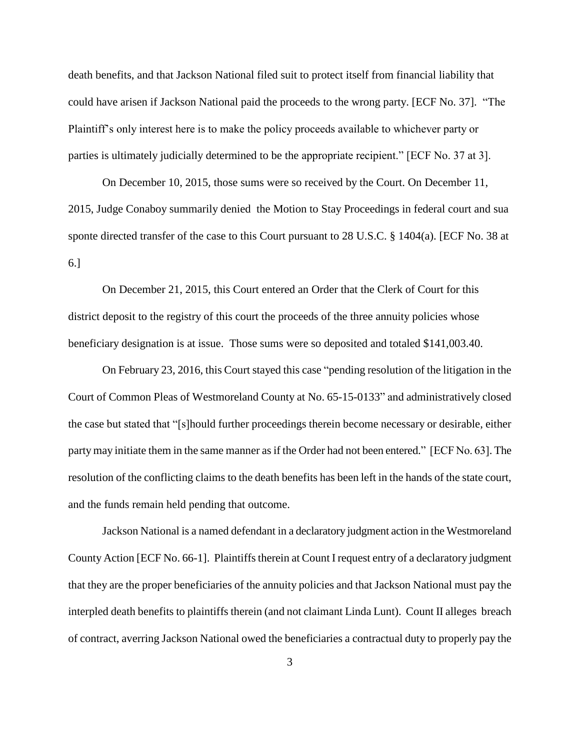death benefits, and that Jackson National filed suit to protect itself from financial liability that could have arisen if Jackson National paid the proceeds to the wrong party. [ECF No. 37]. "The Plaintiff's only interest here is to make the policy proceeds available to whichever party or parties is ultimately judicially determined to be the appropriate recipient." [ECF No. 37 at 3].

On December 10, 2015, those sums were so received by the Court. On December 11, 2015, Judge Conaboy summarily denied the Motion to Stay Proceedings in federal court and sua sponte directed transfer of the case to this Court pursuant to 28 U.S.C. § 1404(a). [ECF No. 38 at 6.]

On December 21, 2015, this Court entered an Order that the Clerk of Court for this district deposit to the registry of this court the proceeds of the three annuity policies whose beneficiary designation is at issue. Those sums were so deposited and totaled $141,003.40.

On February 23, 2016, this Court stayed this case "pending resolution of the litigation in the Court of Common Pleas of Westmoreland County at No. 65-15-0133" and administratively closed the case but stated that "[s]hould further proceedings therein become necessary or desirable, either party may initiate them in the same manner as if the Order had not been entered." [ECF No. 63]. The resolution of the conflicting claims to the death benefits has been left in the hands of the state court, and the funds remain held pending that outcome.

Jackson National is a named defendant in a declaratory judgment action in the Westmoreland County Action [ECF No. 66-1]. Plaintiffs therein at Count I request entry of a declaratory judgment that they are the proper beneficiaries of the annuity policies and that Jackson National must pay the interpled death benefits to plaintiffs therein (and not claimant Linda Lunt). Count II alleges breach of contract, averring Jackson National owed the beneficiaries a contractual duty to properly pay the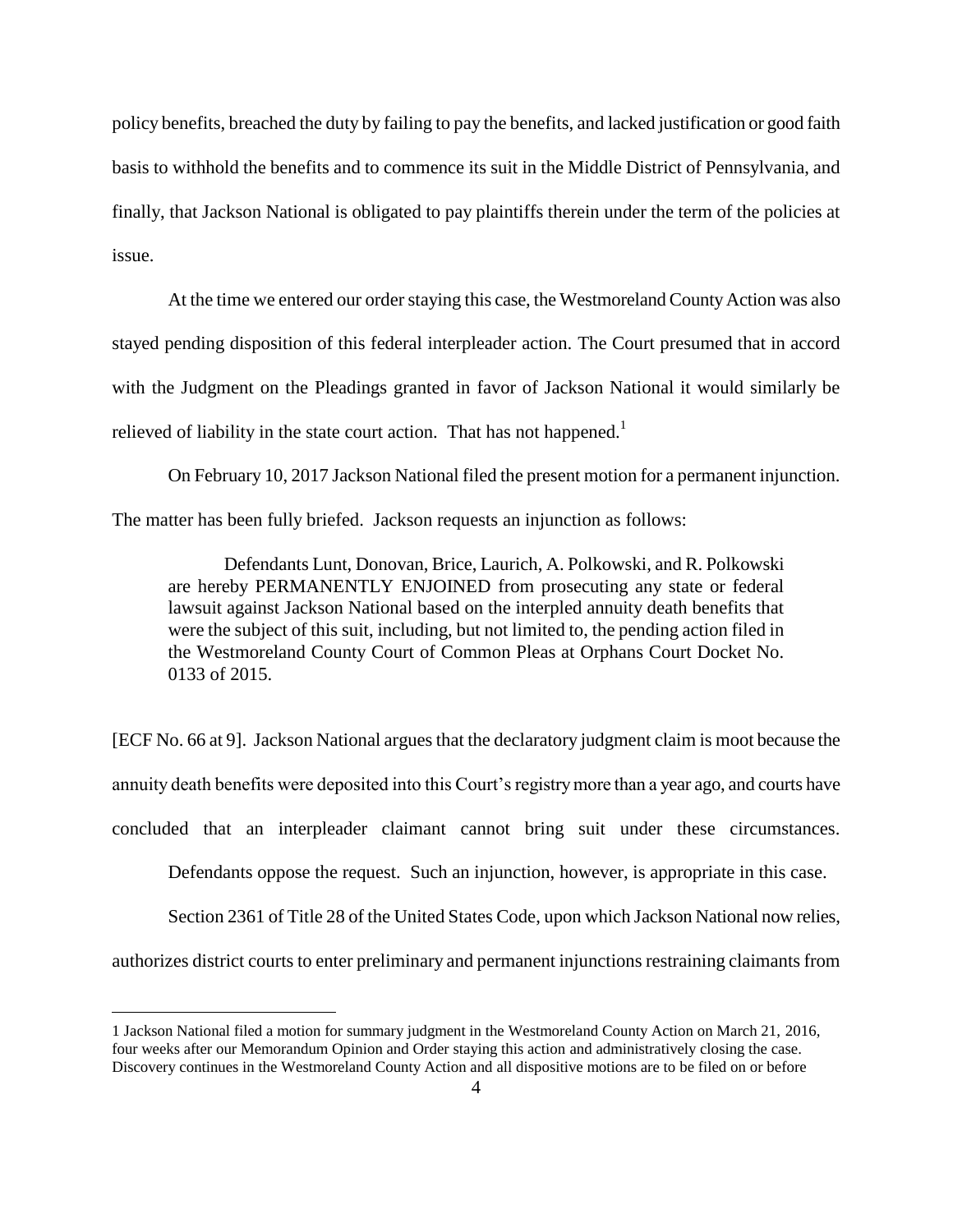policy benefits, breached the duty by failing to pay the benefits, and lacked justification or good faith basis to withhold the benefits and to commence its suit in the Middle District of Pennsylvania, and finally, that Jackson National is obligated to pay plaintiffs therein under the term of the policies at issue.

At the time we entered our order staying this case, the Westmoreland County Action was also stayed pending disposition of this federal interpleader action. The Court presumed that in accord with the Judgment on the Pleadings granted in favor of Jackson National it would similarly be relieved of liability in the state court action. That has not happened.[1]

On February 10, 2017 Jackson National filed the present motion for a permanent injunction. The matter has been fully briefed. Jackson requests an injunction as follows:

> Defendants Lunt, Donovan, Brice, Laurich, A. Polkowski, and R. Polkowski are hereby PERMANENTLY ENJOINED from prosecuting any state or federal lawsuit against Jackson National based on the interpled annuity death benefits that were the subject of this suit, including, but not limited to, the pending action filed in the Westmoreland County Court of Common Pleas at Orphans Court Docket No. 0133 of 2015.

[ECF No. 66 at 9]. Jackson National argues that the declaratory judgment claim is moot because the annuity death benefits were deposited into this Court's registry more than a year ago, and courts have concluded that an interpleader claimant cannot bring suit under these circumstances.

Defendants oppose the request. Such an injunction, however, is appropriate in this case.

Section 2361 of Title 28 of the United States Code, upon which Jackson National now relies, authorizes district courts to enter preliminary and permanent injunctions restraining claimants from

---

1 Jackson National filed a motion for summary judgment in the Westmoreland County Action on March 21, 2016, four weeks after our Memorandum Opinion and Order staying this action and administratively closing the case. Discovery continues in the Westmoreland County Action and all dispositive motions are to be filed on or before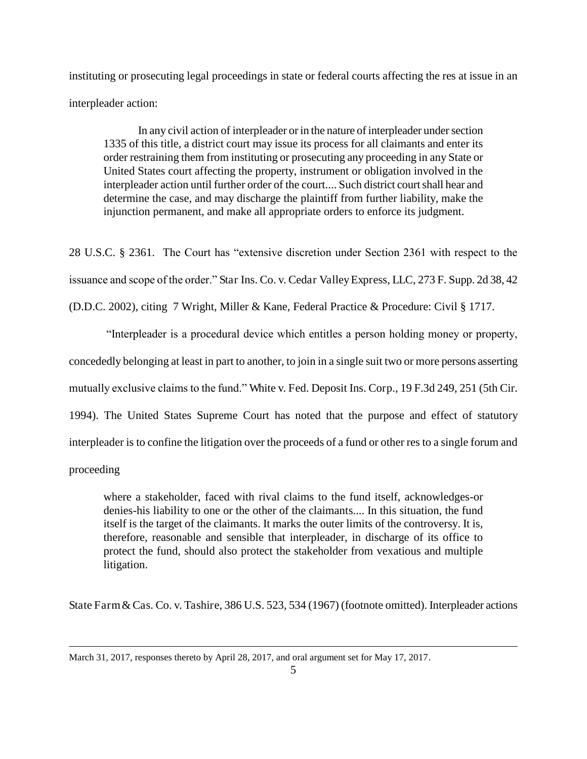instituting or prosecuting legal proceedings in state or federal courts affecting the res at issue in an interpleader action:

> In any civil action of interpleader or in the nature of interpleader under section 1335 of this title, a district court may issue its process for all claimants and enter its order restraining them from instituting or prosecuting any proceeding in any State or United States court affecting the property, instrument or obligation involved in the interpleader action until further order of the court.... Such district court shall hear and determine the case, and may discharge the plaintiff from further liability, make the injunction permanent, and make all appropriate orders to enforce its judgment.

28 U.S.C. § 2361. The Court has "extensive discretion under Section 2361 with respect to the issuance and scope of the order." Star Ins. Co. v. Cedar Valley Express, LLC, 273 F. Supp. 2d 38, 42 (D.D.C. 2002), citing 7 Wright, Miller & Kane, Federal Practice & Procedure: Civil § 1717.

"Interpleader is a procedural device which entitles a person holding money or property, concededly belonging at least in part to another, to join in a single suit two or more persons asserting mutually exclusive claims to the fund." White v. Fed. Deposit Ins. Corp., 19 F.3d 249, 251 (5th Cir. 1994). The United States Supreme Court has noted that the purpose and effect of statutory interpleader is to confine the litigation over the proceeds of a fund or other res to a single forum and proceeding

> where a stakeholder, faced with rival claims to the fund itself, acknowledges-or denies-his liability to one or the other of the claimants.... In this situation, the fund itself is the target of the claimants. It marks the outer limits of the controversy. It is, therefore, reasonable and sensible that interpleader, in discharge of its office to protect the fund, should also protect the stakeholder from vexatious and multiple litigation.

State Farm & Cas. Co. v. Tashire, 386 U.S. 523, 534 (1967) (footnote omitted). Interpleader actions

---

March 31, 2017, responses thereto by April 28, 2017, and oral argument set for May 17, 2017.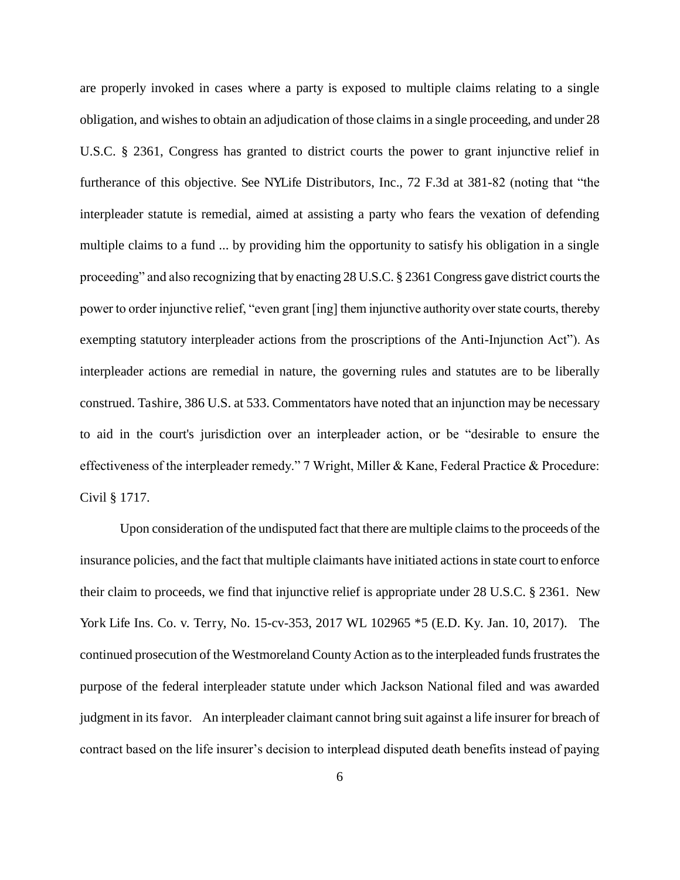are properly invoked in cases where a party is exposed to multiple claims relating to a single obligation, and wishes to obtain an adjudication of those claims in a single proceeding, and under 28 U.S.C. § 2361, Congress has granted to district courts the power to grant injunctive relief in furtherance of this objective. See NYLife Distributors, Inc., 72 F.3d at 381-82 (noting that "the interpleader statute is remedial, aimed at assisting a party who fears the vexation of defending multiple claims to a fund ... by providing him the opportunity to satisfy his obligation in a single proceeding" and also recognizing that by enacting 28 U.S.C. § 2361 Congress gave district courts the power to order injunctive relief, "even grant [ing] them injunctive authority over state courts, thereby exempting statutory interpleader actions from the proscriptions of the Anti-Injunction Act"). As interpleader actions are remedial in nature, the governing rules and statutes are to be liberally construed. Tashire, 386 U.S. at 533. Commentators have noted that an injunction may be necessary to aid in the court's jurisdiction over an interpleader action, or be "desirable to ensure the effectiveness of the interpleader remedy." 7 Wright, Miller & Kane, Federal Practice & Procedure: Civil § 1717.

Upon consideration of the undisputed fact that there are multiple claims to the proceeds of the insurance policies, and the fact that multiple claimants have initiated actions in state court to enforce their claim to proceeds, we find that injunctive relief is appropriate under 28 U.S.C. § 2361. New York Life Ins. Co. v. Terry, No. 15-cv-353, 2017 WL 102965 *5 (E.D. Ky. Jan. 10, 2017). The continued prosecution of the Westmoreland County Action as to the interpleaded funds frustrates the purpose of the federal interpleader statute under which Jackson National filed and was awarded judgment in its favor. An interpleader claimant cannot bring suit against a life insurer for breach of contract based on the life insurer's decision to interplead disputed death benefits instead of paying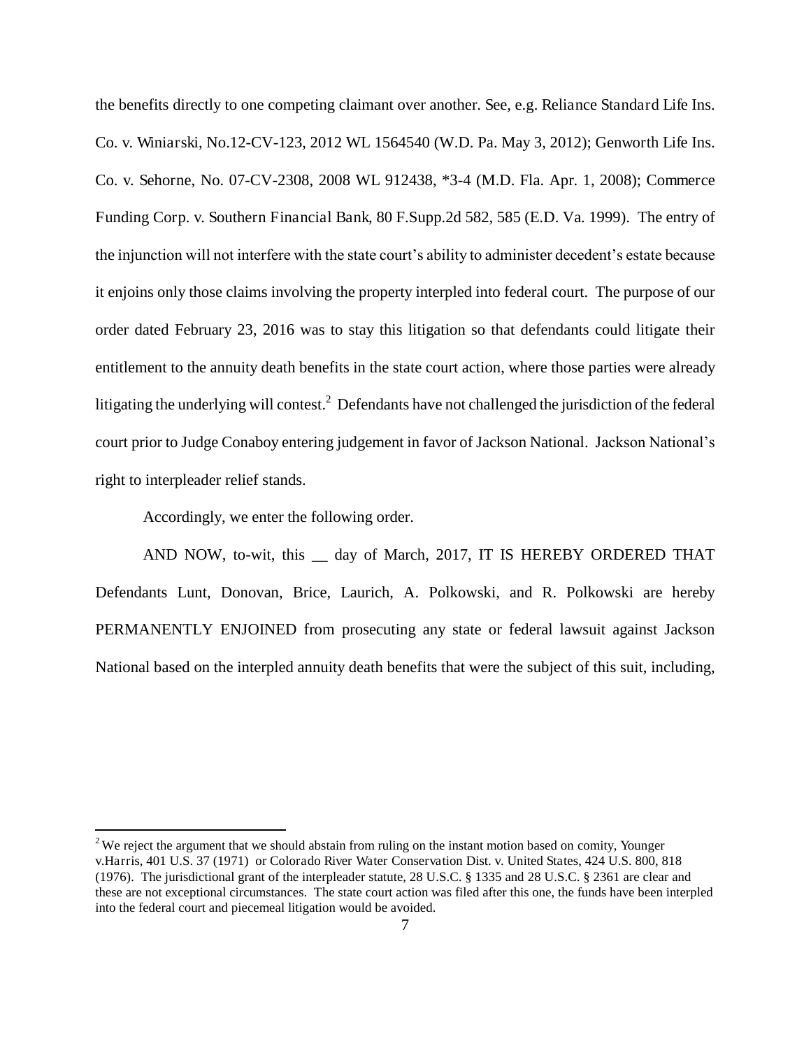the benefits directly to one competing claimant over another. See, e.g. Reliance Standard Life Ins. Co. v. Winiarski, No.12-CV-123, 2012 WL 1564540 (W.D. Pa. May 3, 2012); Genworth Life Ins. Co. v. Sehorne, No. 07-CV-2308, 2008 WL 912438, *3-4 (M.D. Fla. Apr. 1, 2008); Commerce Funding Corp. v. Southern Financial Bank, 80 F.Supp.2d 582, 585 (E.D. Va. 1999). The entry of the injunction will not interfere with the state court's ability to administer decedent's estate because it enjoins only those claims involving the property interpled into federal court. The purpose of our order dated February 23, 2016 was to stay this litigation so that defendants could litigate their entitlement to the annuity death benefits in the state court action, where those parties were already litigating the underlying will contest.[2] Defendants have not challenged the jurisdiction of the federal court prior to Judge Conaboy entering judgement in favor of Jackson National. Jackson National's right to interpleader relief stands.

Accordingly, we enter the following order.

AND NOW, to-wit, this __ day of March, 2017, IT IS HEREBY ORDERED THAT Defendants Lunt, Donovan, Brice, Laurich, A. Polkowski, and R. Polkowski are hereby PERMANENTLY ENJOINED from prosecuting any state or federal lawsuit against Jackson National based on the interpled annuity death benefits that were the subject of this suit, including,

---

[2] We reject the argument that we should abstain from ruling on the instant motion based on comity, Younger v.Harris, 401 U.S. 37 (1971) or Colorado River Water Conservation Dist. v. United States, 424 U.S. 800, 818 (1976). The jurisdictional grant of the interpleader statute, 28 U.S.C. § 1335 and 28 U.S.C. § 2361 are clear and these are not exceptional circumstances. The state court action was filed after this one, the funds have been interpled into the federal court and piecemeal litigation would be avoided.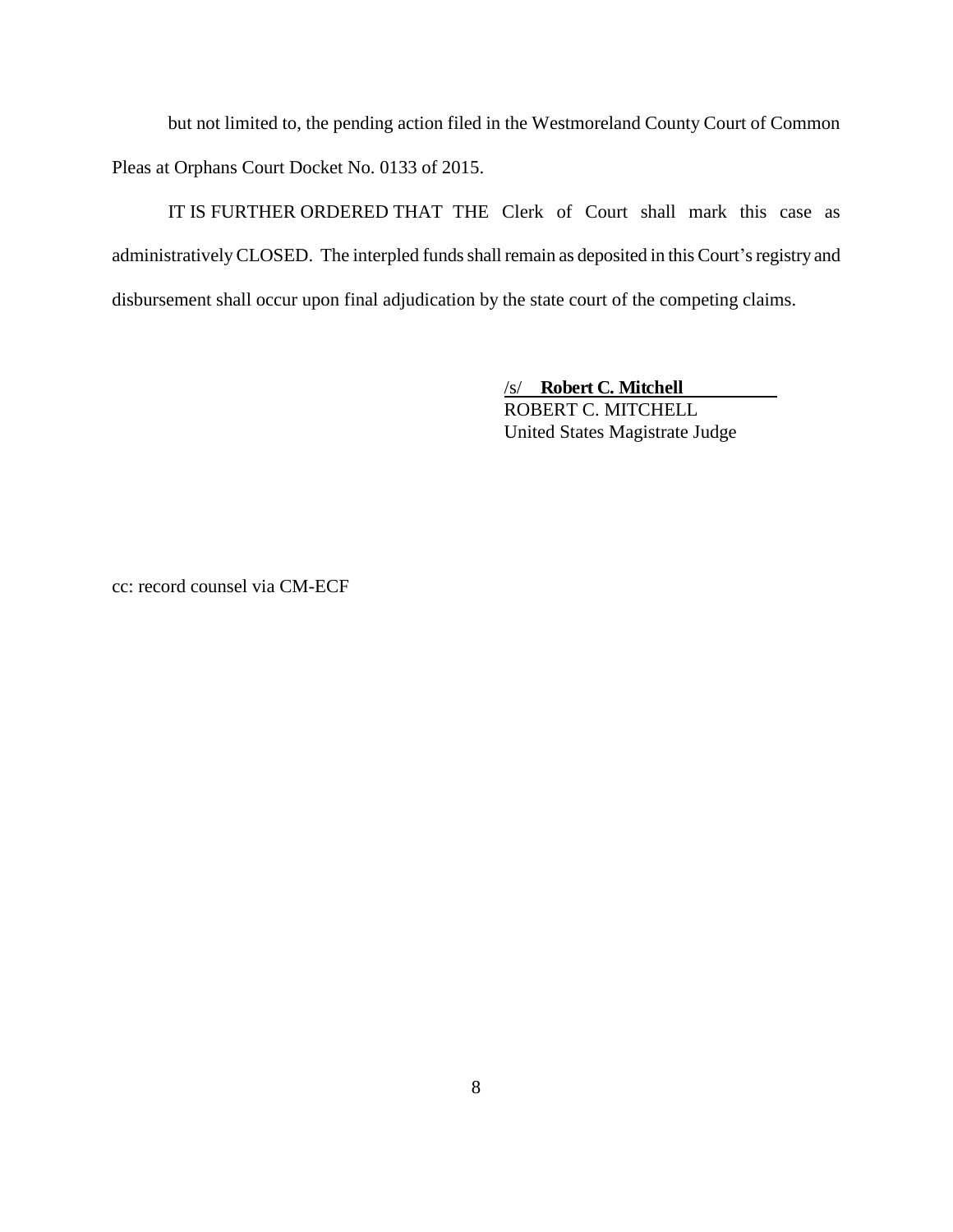but not limited to, the pending action filed in the Westmoreland County Court of Common Pleas at Orphans Court Docket No. 0133 of 2015.

IT IS FURTHER ORDERED THAT THE Clerk of Court shall mark this case as administratively CLOSED. The interpled funds shall remain as deposited in this Court's registry and disbursement shall occur upon final adjudication by the state court of the competing claims.

/s/ **Robert C. Mitchell**
ROBERT C. MITCHELL
United States Magistrate Judge

cc: record counsel via CM-ECF